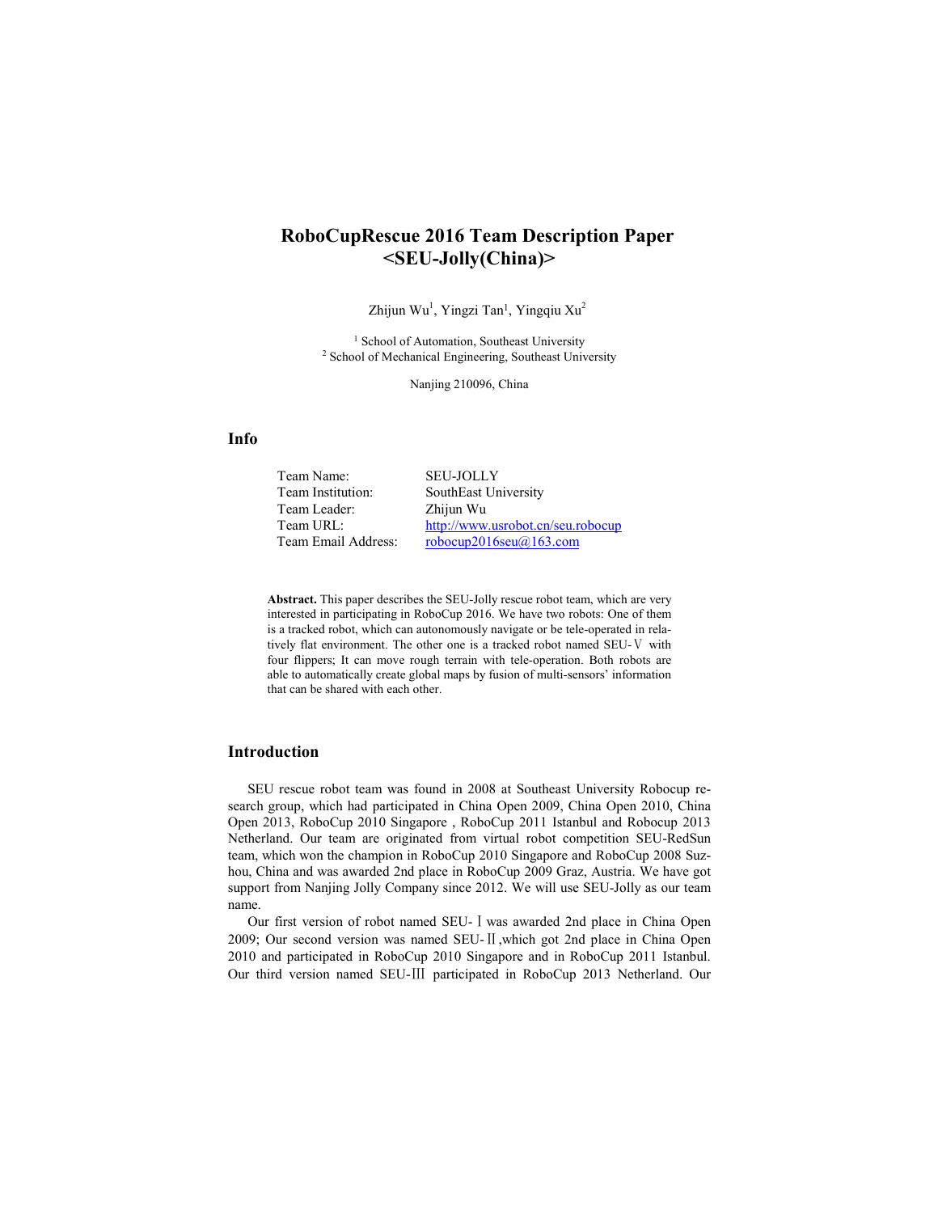# RoboCupRescue 2016 Team Description Paper <SEU-Jolly(China)>

Zhijun Wu[1], Yingzi Tan[1], Yingqiu Xu[2]

[1] School of Automation, Southeast University
[2] School of Mechanical Engineering, Southeast University

Nanjing 210096, China

## Info

| | |
|---|---|
| Team Name: | SEU-JOLLY |
| Team Institution: | SouthEast University |
| Team Leader: | Zhijun Wu |
| Team URL: | http://www.usrobot.cn/seu.robocup |
| Team Email Address: | robocup2016seu@163.com |

**Abstract.** This paper describes the SEU-Jolly rescue robot team, which are very interested in participating in RoboCup 2016. We have two robots: One of them is a tracked robot, which can autonomously navigate or be tele-operated in relatively flat environment. The other one is a tracked robot named SEU-Ⅴ with four flippers; It can move rough terrain with tele-operation. Both robots are able to automatically create global maps by fusion of multi-sensors' information that can be shared with each other.

## Introduction

SEU rescue robot team was found in 2008 at Southeast University Robocup research group, which had participated in China Open 2009, China Open 2010, China Open 2013, RoboCup 2010 Singapore , RoboCup 2011 Istanbul and Robocup 2013 Netherland. Our team are originated from virtual robot competition SEU-RedSun team, which won the champion in RoboCup 2010 Singapore and RoboCup 2008 Suzhou, China and was awarded 2nd place in RoboCup 2009 Graz, Austria. We have got support from Nanjing Jolly Company since 2012. We will use SEU-Jolly as our team name.

Our first version of robot named SEU-Ⅰ was awarded 2nd place in China Open 2009; Our second version was named SEU-Ⅱ,which got 2nd place in China Open 2010 and participated in RoboCup 2010 Singapore and in RoboCup 2011 Istanbul. Our third version named SEU-Ⅲ participated in RoboCup 2013 Netherland. Our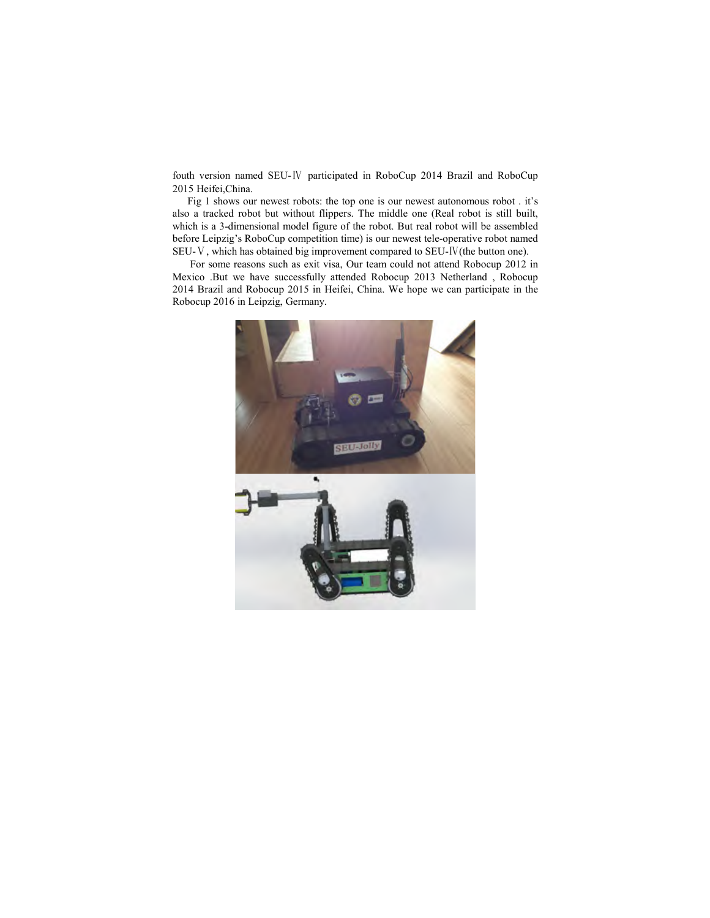fouth version named SEU-Ⅳ participated in RoboCup 2014 Brazil and RoboCup 2015 Heifei,China.

Fig 1 shows our newest robots: the top one is our newest autonomous robot . it's also a tracked robot but without flippers. The middle one (Real robot is still built, which is a 3-dimensional model figure of the robot. But real robot will be assembled before Leipzig's RoboCup competition time) is our newest tele-operative robot named SEU-Ⅴ, which has obtained big improvement compared to SEU-Ⅳ(the button one).

For some reasons such as exit visa, Our team could not attend Robocup 2012 in Mexico .But we have successfully attended Robocup 2013 Netherland , Robocup 2014 Brazil and Robocup 2015 in Heifei, China. We hope we can participate in the Robocup 2016 in Leipzig, Germany.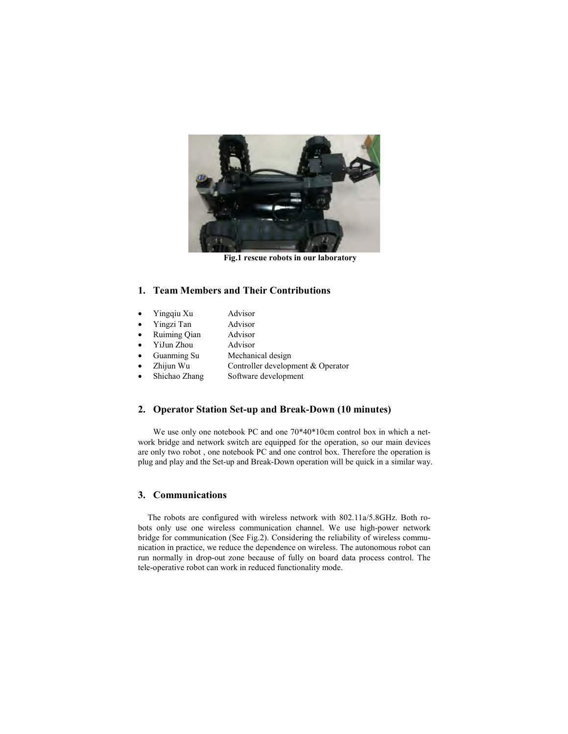Fig.1 rescue robots in our laboratory

## 1. Team Members and Their Contributions

- Yingqiu Xu Advisor
- Yingzi Tan Advisor
- Ruiming Qian Advisor
- YiJun Zhou Advisor
- Guanming Su Mechanical design
- Zhijun Wu Controller development & Operator
- Shichao Zhang Software development

## 2. Operator Station Set-up and Break-Down (10 minutes)

We use only one notebook PC and one 70*40*10cm control box in which a network bridge and network switch are equipped for the operation, so our main devices are only two robot , one notebook PC and one control box. Therefore the operation is plug and play and the Set-up and Break-Down operation will be quick in a similar way.

## 3. Communications

The robots are configured with wireless network with 802.11a/5.8GHz. Both robots only use one wireless communication channel. We use high-power network bridge for communication (See Fig.2). Considering the reliability of wireless communication in practice, we reduce the dependence on wireless. The autonomous robot can run normally in drop-out zone because of fully on board data process control. The tele-operative robot can work in reduced functionality mode.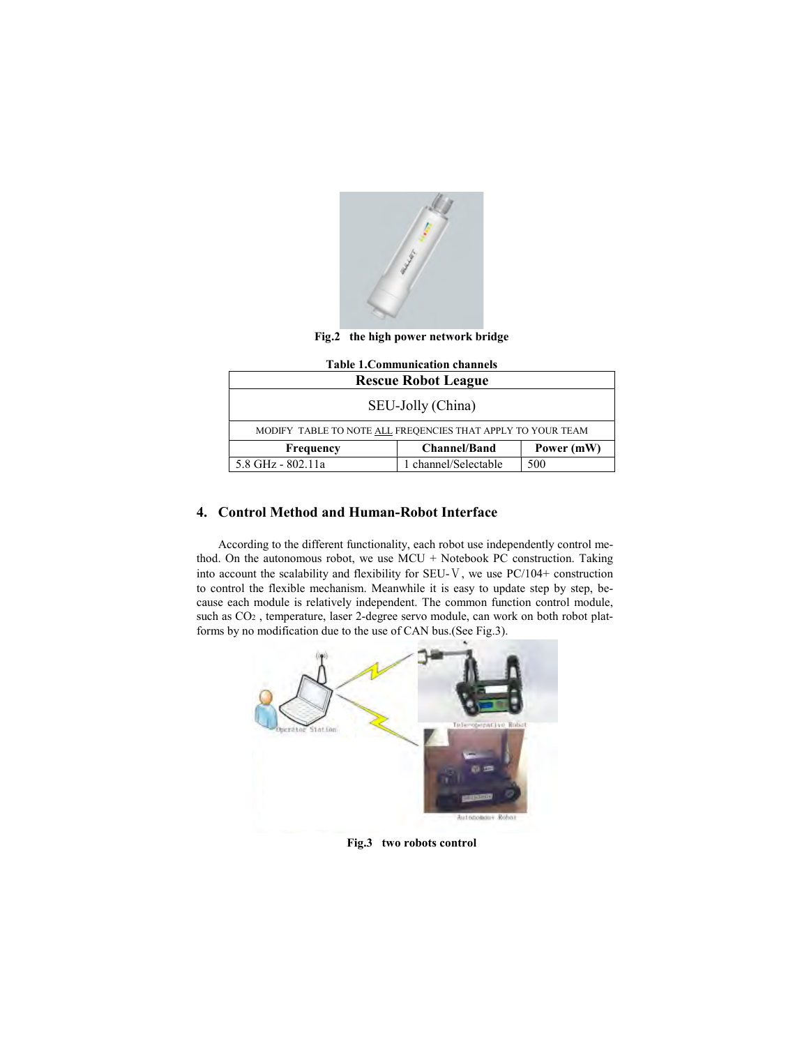Fig.2 the high power network bridge

Table 1.Communication channels

| Rescue Robot League | | |
|---|---|---|
| SEU-Jolly (China) | | |
| MODIFY TABLE TO NOTE ALL FREQENCIES THAT APPLY TO YOUR TEAM | | |
| **Frequency** | **Channel/Band** | **Power (mW)** |
| 5.8 GHz - 802.11a | 1 channel/Selectable | 500 |

## 4. Control Method and Human-Robot Interface

According to the different functionality, each robot use independently control method. On the autonomous robot, we use MCU + Notebook PC construction. Taking into account the scalability and flexibility for SEU-Ⅴ, we use PC/104+ construction to control the flexible mechanism. Meanwhile it is easy to update step by step, because each module is relatively independent. The common function control module, such as $CO_2$ , temperature, laser 2-degree servo module, can work on both robot platforms by no modification due to the use of CAN bus.(See Fig.3).

Fig.3 two robots control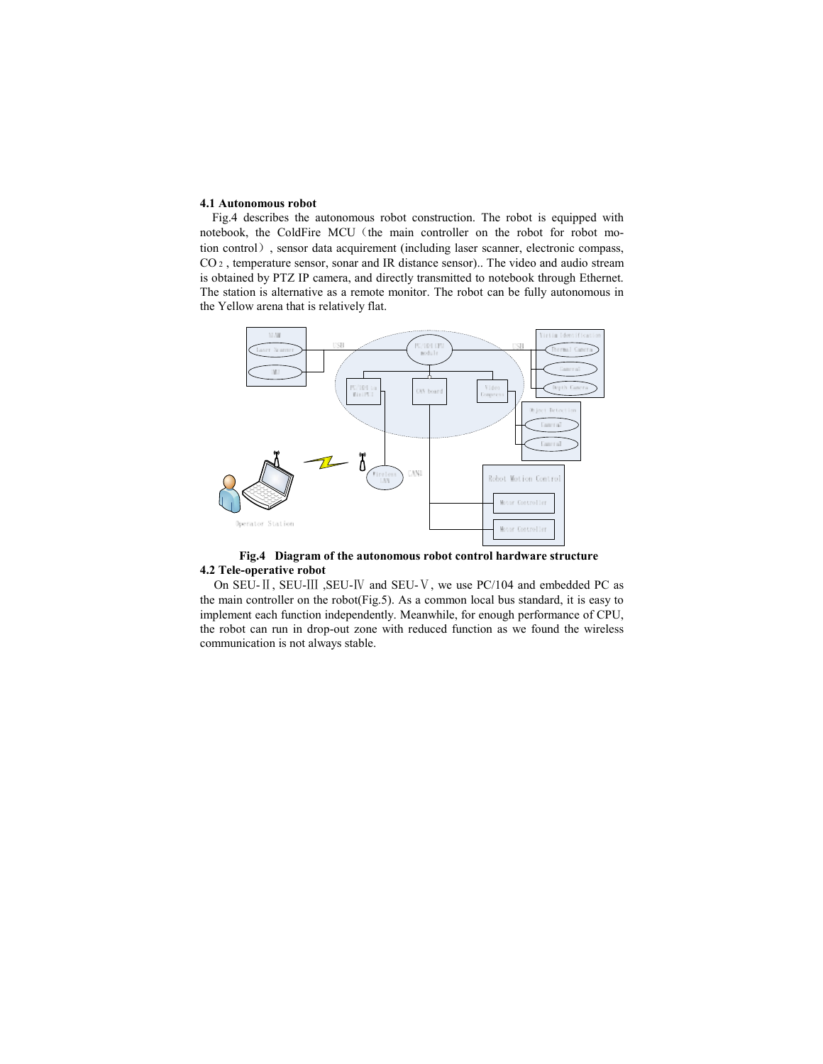### 4.1 Autonomous robot

Fig.4 describes the autonomous robot construction. The robot is equipped with notebook, the ColdFire MCU（the main controller on the robot for robot motion control）, sensor data acquirement (including laser scanner, electronic compass, $CO_2$ , temperature sensor, sonar and IR distance sensor).. The video and audio stream is obtained by PTZ IP camera, and directly transmitted to notebook through Ethernet. The station is alternative as a remote monitor. The robot can be fully autonomous in the Yellow arena that is relatively flat.

**Fig.4 Diagram of the autonomous robot control hardware structure**

### 4.2 Tele-operative robot

On SEU-Ⅱ, SEU-Ⅲ ,SEU-Ⅳ and SEU-Ⅴ, we use PC/104 and embedded PC as the main controller on the robot(Fig.5). As a common local bus standard, it is easy to implement each function independently. Meanwhile, for enough performance of CPU, the robot can run in drop-out zone with reduced function as we found the wireless communication is not always stable.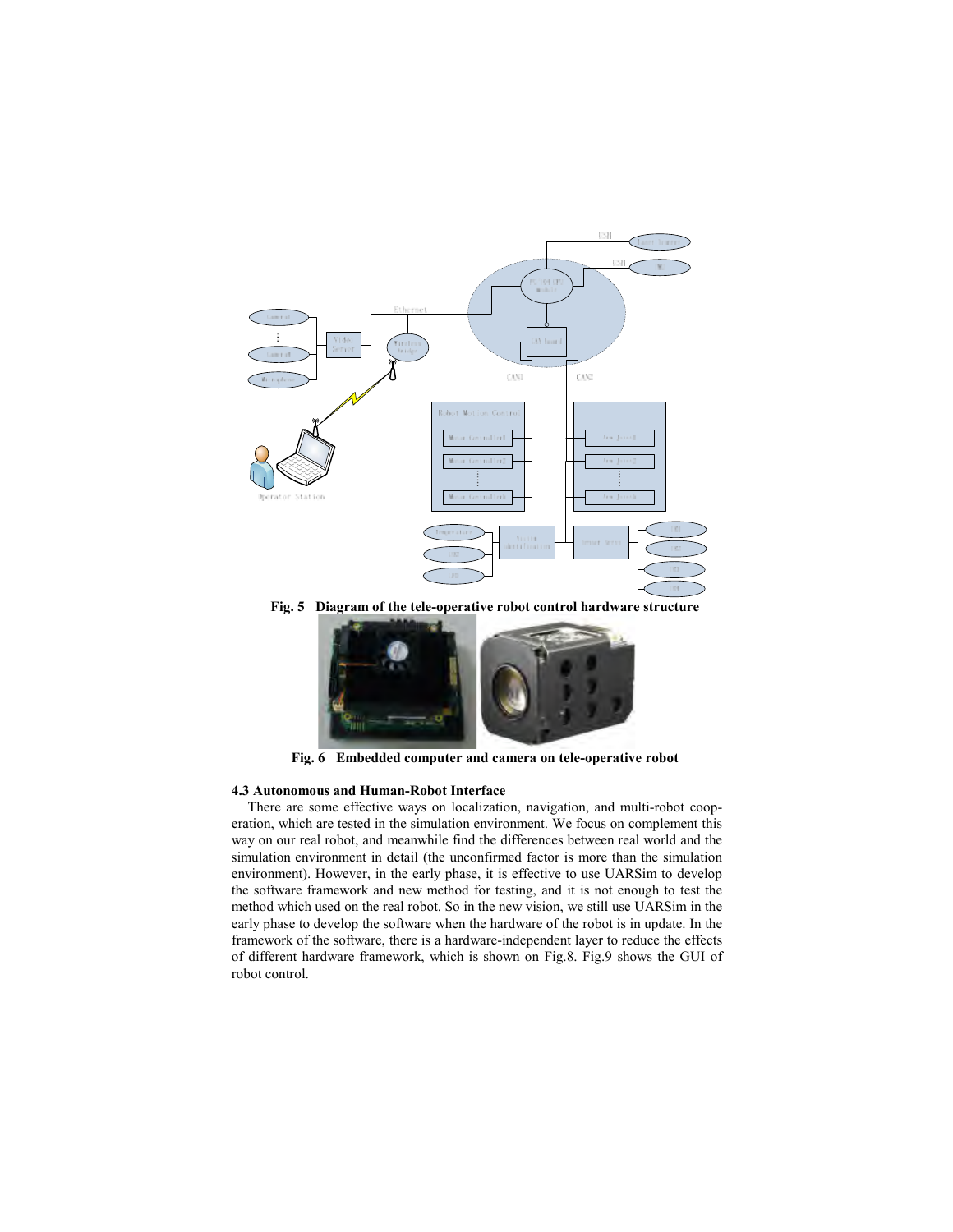Fig. 5 Diagram of the tele-operative robot control hardware structure

Fig. 6 Embedded computer and camera on tele-operative robot

### 4.3 Autonomous and Human-Robot Interface

There are some effective ways on localization, navigation, and multi-robot cooperation, which are tested in the simulation environment. We focus on complement this way on our real robot, and meanwhile find the differences between real world and the simulation environment in detail (the unconfirmed factor is more than the simulation environment). However, in the early phase, it is effective to use UARSim to develop the software framework and new method for testing, and it is not enough to test the method which used on the real robot. So in the new vision, we still use UARSim in the early phase to develop the software when the hardware of the robot is in update. In the framework of the software, there is a hardware-independent layer to reduce the effects of different hardware framework, which is shown on Fig.8. Fig.9 shows the GUI of robot control.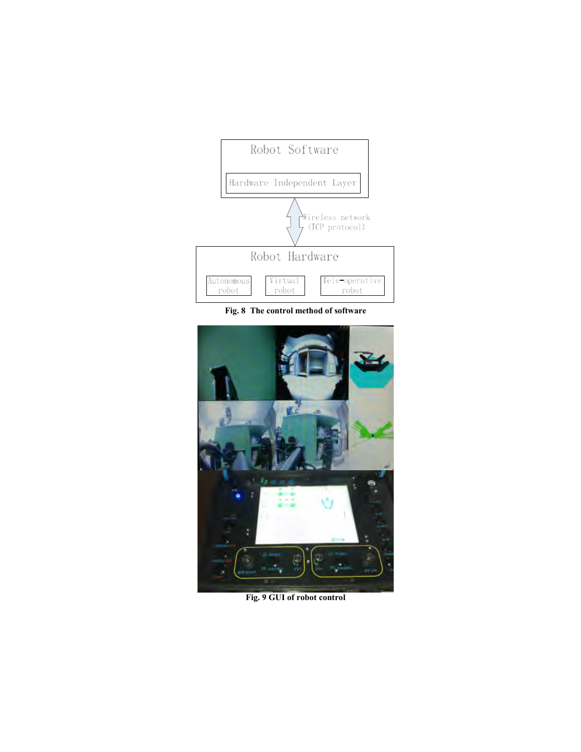Robot Software

Hardware Independent Layer

Wireless network (TCP protocol)

Robot Hardware

Autonomous robot | Virtual robot | Tele-operative robot

**Fig. 8 The control method of software**

**Fig. 9 GUI of robot control**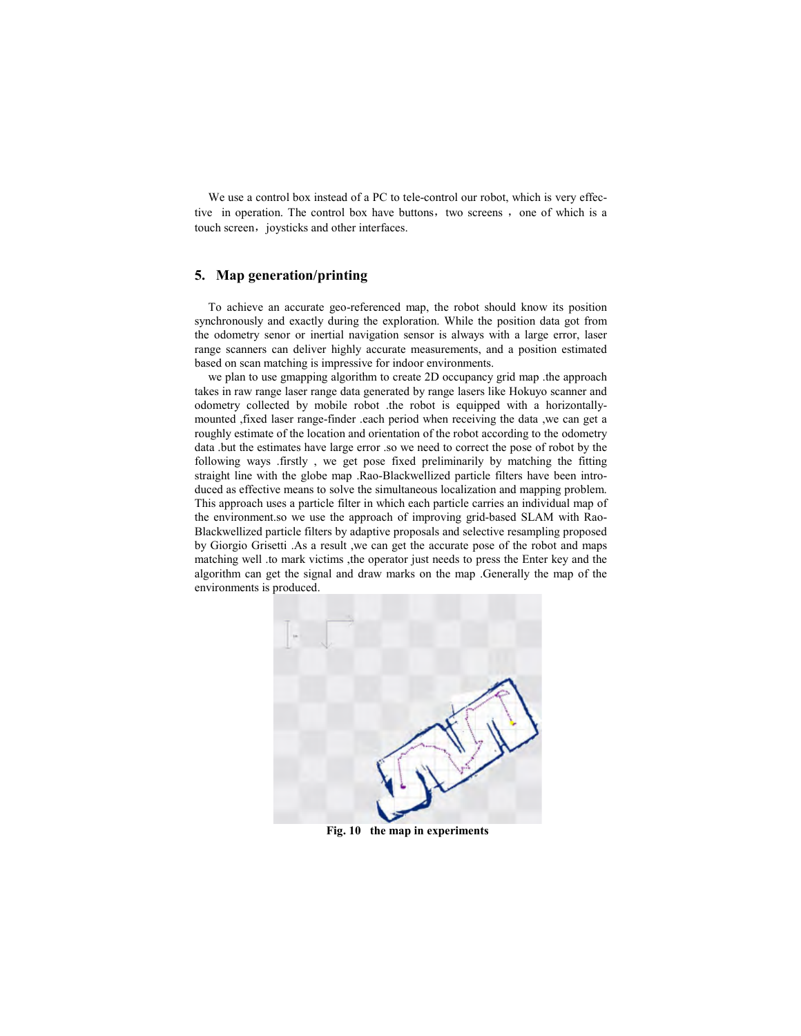We use a control box instead of a PC to tele-control our robot, which is very effective in operation. The control box have buttons，two screens ，one of which is a touch screen，joysticks and other interfaces.

## 5. Map generation/printing

To achieve an accurate geo-referenced map, the robot should know its position synchronously and exactly during the exploration. While the position data got from the odometry senor or inertial navigation sensor is always with a large error, laser range scanners can deliver highly accurate measurements, and a position estimated based on scan matching is impressive for indoor environments.

we plan to use gmapping algorithm to create 2D occupancy grid map .the approach takes in raw range laser range data generated by range lasers like Hokuyo scanner and odometry collected by mobile robot .the robot is equipped with a horizontally-mounted ,fixed laser range-finder .each period when receiving the data ,we can get a roughly estimate of the location and orientation of the robot according to the odometry data .but the estimates have large error .so we need to correct the pose of robot by the following ways .firstly , we get pose fixed preliminarily by matching the fitting straight line with the globe map .Rao-Blackwellized particle filters have been introduced as effective means to solve the simultaneous localization and mapping problem. This approach uses a particle filter in which each particle carries an individual map of the environment.so we use the approach of improving grid-based SLAM with Rao-Blackwellized particle filters by adaptive proposals and selective resampling proposed by Giorgio Grisetti .As a result ,we can get the accurate pose of the robot and maps matching well .to mark victims ,the operator just needs to press the Enter key and the algorithm can get the signal and draw marks on the map .Generally the map of the environments is produced.

**Fig. 10 the map in experiments**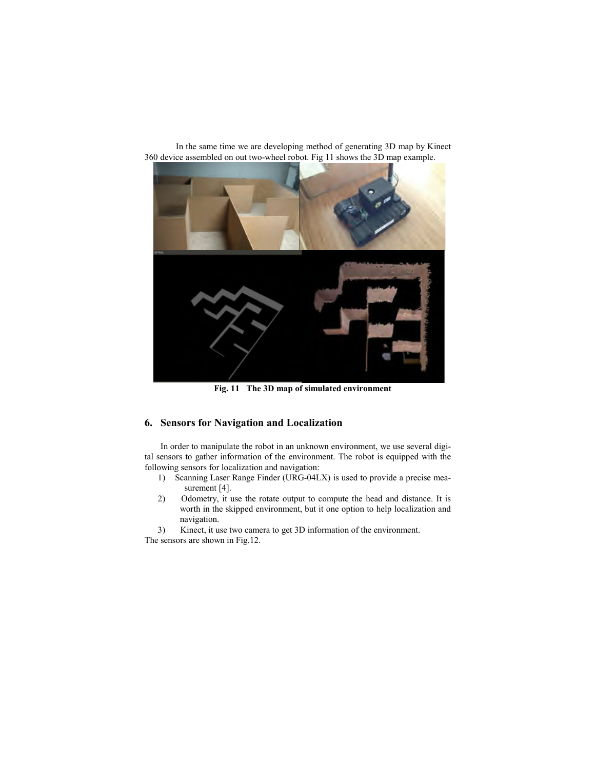In the same time we are developing method of generating 3D map by Kinect 360 device assembled on out two-wheel robot. Fig 11 shows the 3D map example.

**Fig. 11 The 3D map of simulated environment**

## 6. Sensors for Navigation and Localization

In order to manipulate the robot in an unknown environment, we use several digital sensors to gather information of the environment. The robot is equipped with the following sensors for localization and navigation:

1) Scanning Laser Range Finder (URG-04LX) is used to provide a precise measurement [4].
2) Odometry, it use the rotate output to compute the head and distance. It is worth in the skipped environment, but it one option to help localization and navigation.
3) Kinect, it use two camera to get 3D information of the environment.

The sensors are shown in Fig.12.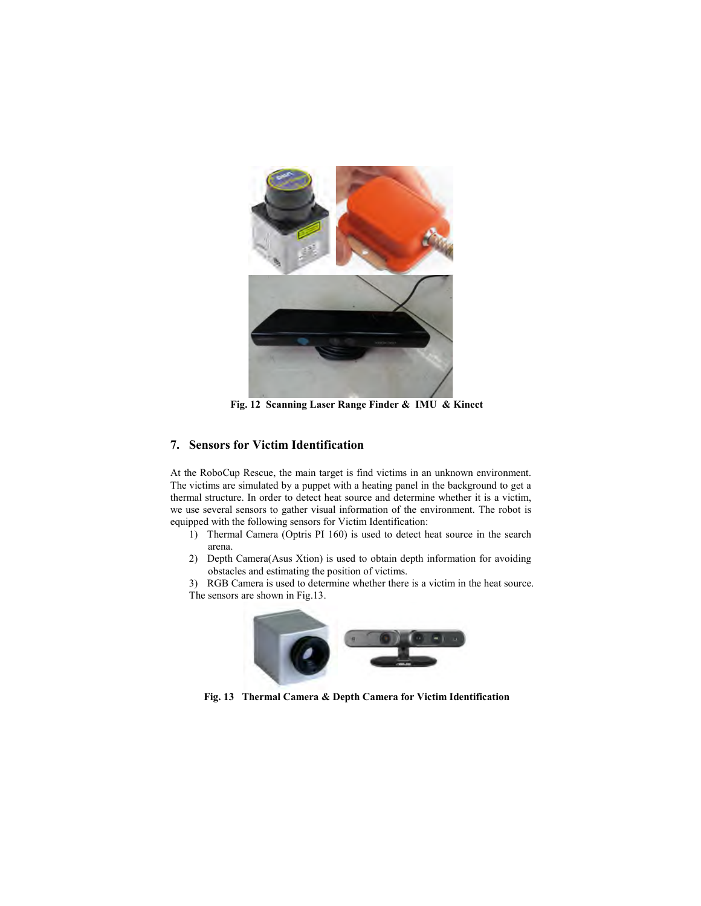Fig. 12 Scanning Laser Range Finder & IMU & Kinect

## 7. Sensors for Victim Identification

At the RoboCup Rescue, the main target is find victims in an unknown environment. The victims are simulated by a puppet with a heating panel in the background to get a thermal structure. In order to detect heat source and determine whether it is a victim, we use several sensors to gather visual information of the environment. The robot is equipped with the following sensors for Victim Identification:

1) Thermal Camera (Optris PI 160) is used to detect heat source in the search arena.
2) Depth Camera(Asus Xtion) is used to obtain depth information for avoiding obstacles and estimating the position of victims.
3) RGB Camera is used to determine whether there is a victim in the heat source.

The sensors are shown in Fig.13.

Fig. 13 Thermal Camera & Depth Camera for Victim Identification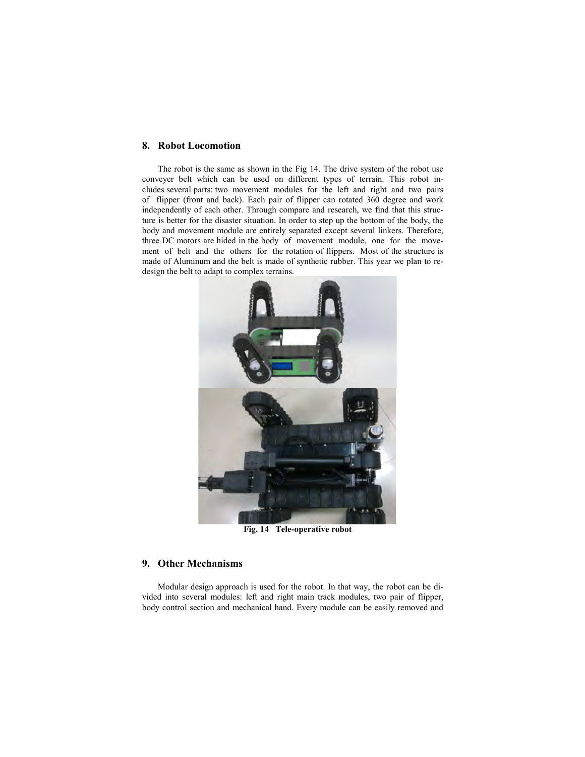## 8. Robot Locomotion

The robot is the same as shown in the Fig 14. The drive system of the robot use conveyer belt which can be used on different types of terrain. This robot includes several parts: two movement modules for the left and right and two pairs of flipper (front and back). Each pair of flipper can rotated 360 degree and work independently of each other. Through compare and research, we find that this structure is better for the disaster situation. In order to step up the bottom of the body, the body and movement module are entirely separated except several linkers. Therefore, three DC motors are hided in the body of movement module, one for the movement of belt and the others for the rotation of flippers. Most of the structure is made of Aluminum and the belt is made of synthetic rubber. This year we plan to redesign the belt to adapt to complex terrains.

**Fig. 14 Tele-operative robot**

## 9. Other Mechanisms

Modular design approach is used for the robot. In that way, the robot can be divided into several modules: left and right main track modules, two pair of flipper, body control section and mechanical hand. Every module can be easily removed and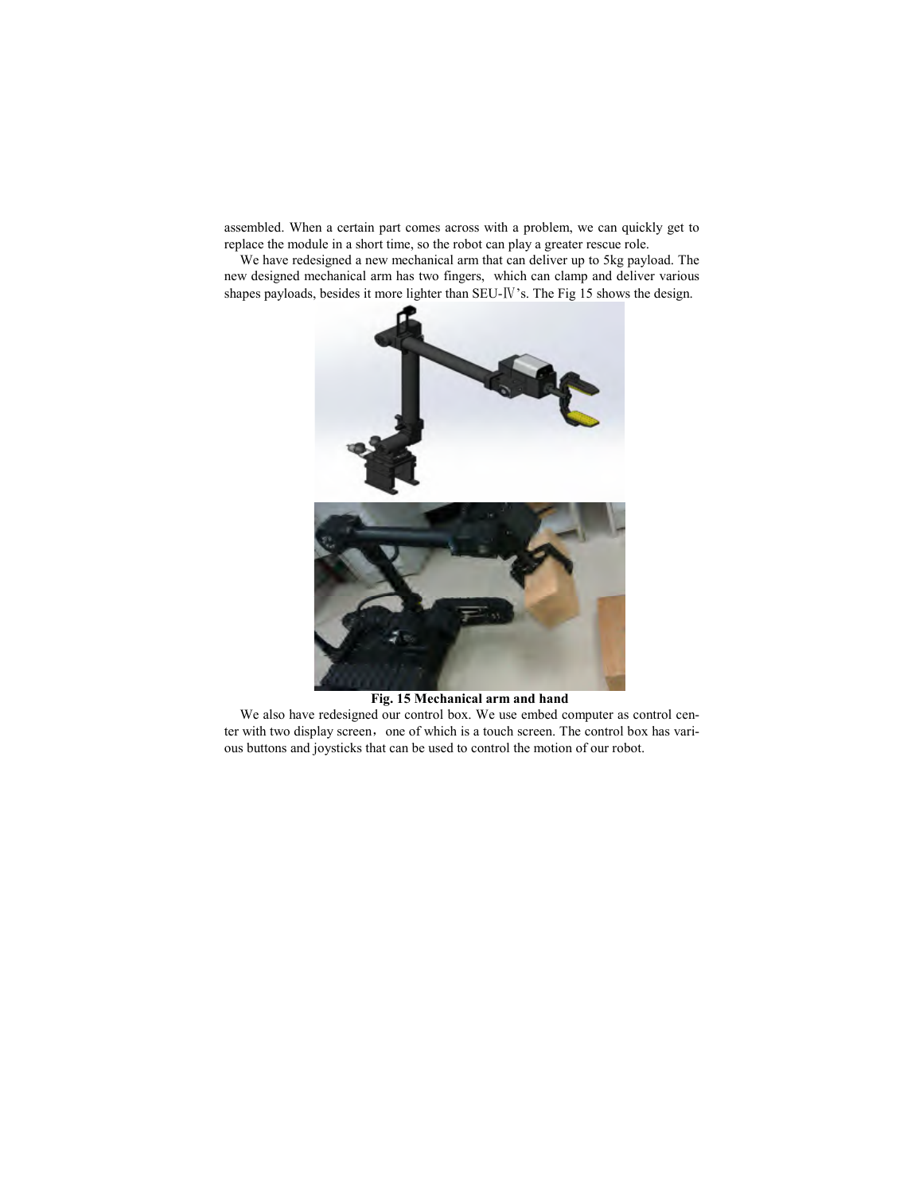assembled. When a certain part comes across with a problem, we can quickly get to replace the module in a short time, so the robot can play a greater rescue role.

We have redesigned a new mechanical arm that can deliver up to 5kg payload. The new designed mechanical arm has two fingers, which can clamp and deliver various shapes payloads, besides it more lighter than SEU-Ⅳ's. The Fig 15 shows the design.

**Fig. 15 Mechanical arm and hand**

We also have redesigned our control box. We use embed computer as control center with two display screen，one of which is a touch screen. The control box has various buttons and joysticks that can be used to control the motion of our robot.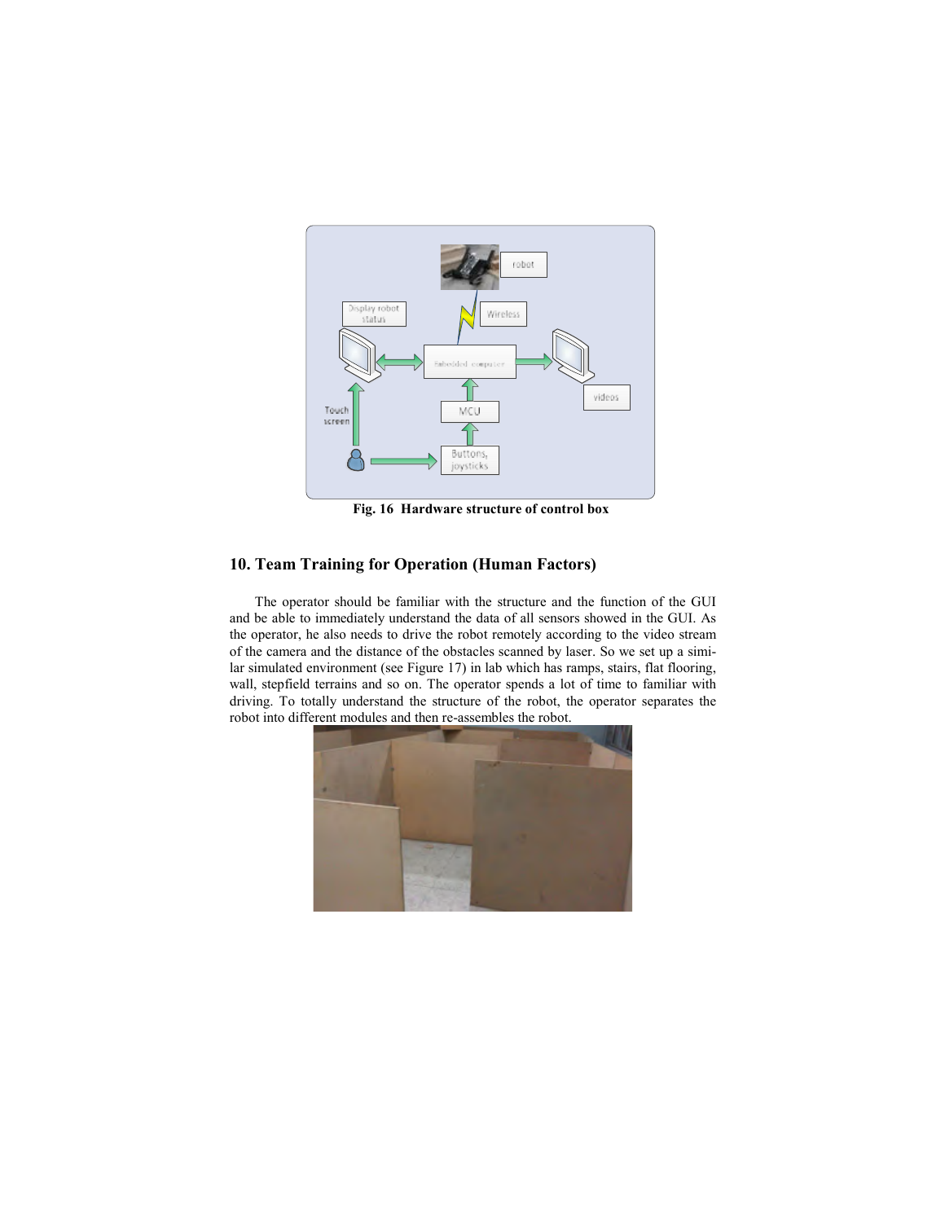Fig. 16 Hardware structure of control box

## 10. Team Training for Operation (Human Factors)

The operator should be familiar with the structure and the function of the GUI and be able to immediately understand the data of all sensors showed in the GUI. As the operator, he also needs to drive the robot remotely according to the video stream of the camera and the distance of the obstacles scanned by laser. So we set up a similar simulated environment (see Figure 17) in lab which has ramps, stairs, flat flooring, wall, stepfield terrains and so on. The operator spends a lot of time to familiar with driving. To totally understand the structure of the robot, the operator separates the robot into different modules and then re-assembles the robot.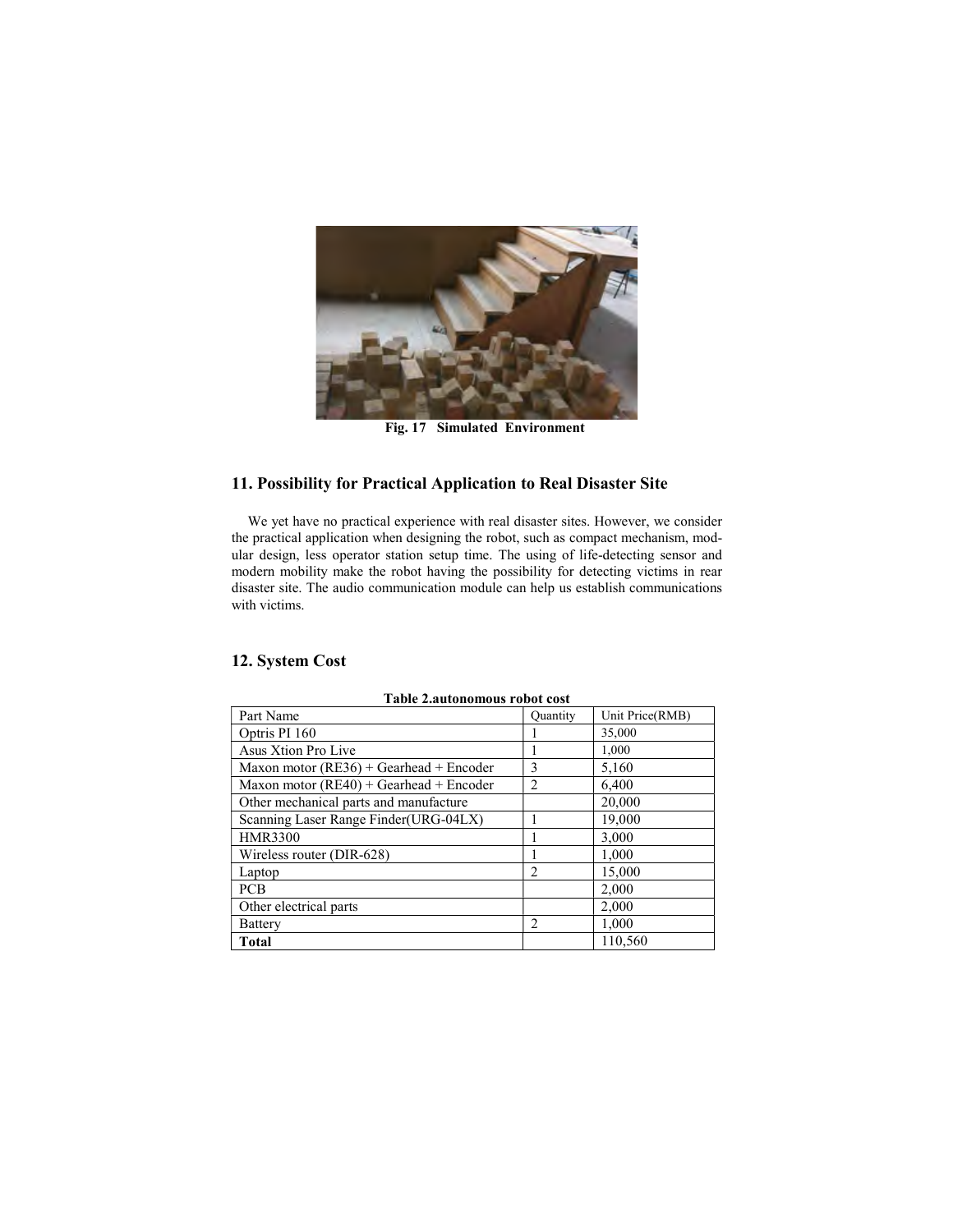Fig. 17 Simulated Environment

## 11. Possibility for Practical Application to Real Disaster Site

We yet have no practical experience with real disaster sites. However, we consider the practical application when designing the robot, such as compact mechanism, modular design, less operator station setup time. The using of life-detecting sensor and modern mobility make the robot having the possibility for detecting victims in rear disaster site. The audio communication module can help us establish communications with victims.

## 12. System Cost

**Table 2.autonomous robot cost**

| Part Name | Quantity | Unit Price(RMB) |
|---|---|---|
| Optris PI 160 | 1 | 35,000 |
| Asus Xtion Pro Live | 1 | 1,000 |
| Maxon motor (RE36) + Gearhead + Encoder | 3 | 5,160 |
| Maxon motor (RE40) + Gearhead + Encoder | 2 | 6,400 |
| Other mechanical parts and manufacture | | 20,000 |
| Scanning Laser Range Finder(URG-04LX) | 1 | 19,000 |
| HMR3300 | 1 | 3,000 |
| Wireless router (DIR-628) | 1 | 1,000 |
| Laptop | 2 | 15,000 |
| PCB | | 2,000 |
| Other electrical parts | | 2,000 |
| Battery | 2 | 1,000 |
| **Total** | | 110,560 |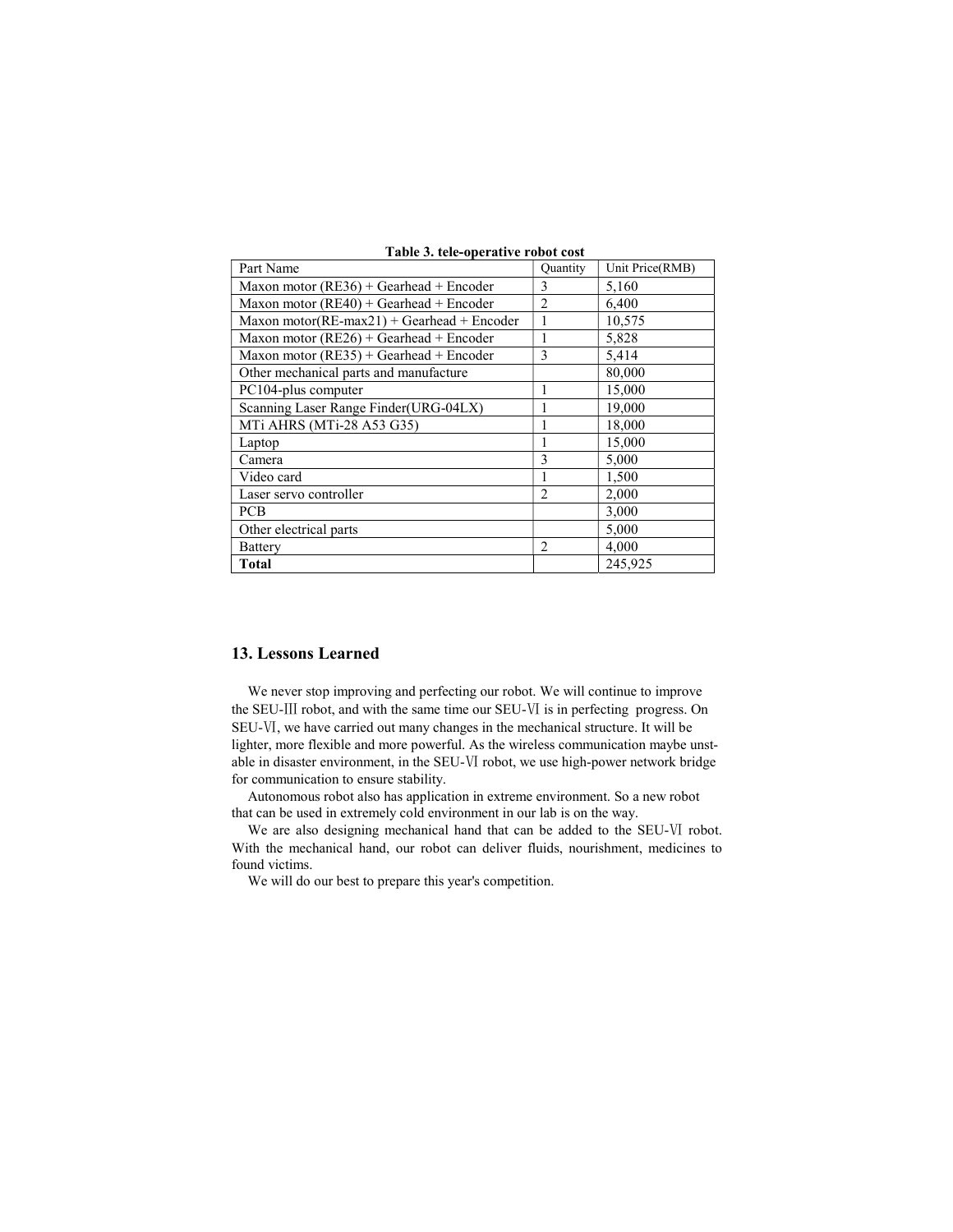**Table 3. tele-operative robot cost**

| Part Name | Quantity | Unit Price(RMB) |
|---|---|---|
| Maxon motor (RE36) + Gearhead + Encoder | 3 | 5,160 |
| Maxon motor (RE40) + Gearhead + Encoder | 2 | 6,400 |
| Maxon motor(RE-max21) + Gearhead + Encoder | 1 | 10,575 |
| Maxon motor (RE26) + Gearhead + Encoder | 1 | 5,828 |
| Maxon motor (RE35) + Gearhead + Encoder | 3 | 5,414 |
| Other mechanical parts and manufacture | | 80,000 |
| PC104-plus computer | 1 | 15,000 |
| Scanning Laser Range Finder(URG-04LX) | 1 | 19,000 |
| MTi AHRS (MTi-28 A53 G35) | 1 | 18,000 |
| Laptop | 1 | 15,000 |
| Camera | 3 | 5,000 |
| Video card | 1 | 1,500 |
| Laser servo controller | 2 | 2,000 |
| PCB | | 3,000 |
| Other electrical parts | | 5,000 |
| Battery | 2 | 4,000 |
| **Total** | | 245,925 |

## 13. Lessons Learned

We never stop improving and perfecting our robot. We will continue to improve the SEU-Ⅲ robot, and with the same time our SEU-Ⅵ is in perfecting progress. On SEU-Ⅵ, we have carried out many changes in the mechanical structure. It will be lighter, more flexible and more powerful. As the wireless communication maybe unstable in disaster environment, in the SEU-Ⅵ robot, we use high-power network bridge for communication to ensure stability.

Autonomous robot also has application in extreme environment. So a new robot that can be used in extremely cold environment in our lab is on the way.

We are also designing mechanical hand that can be added to the SEU-Ⅵ robot. With the mechanical hand, our robot can deliver fluids, nourishment, medicines to found victims.

We will do our best to prepare this year's competition.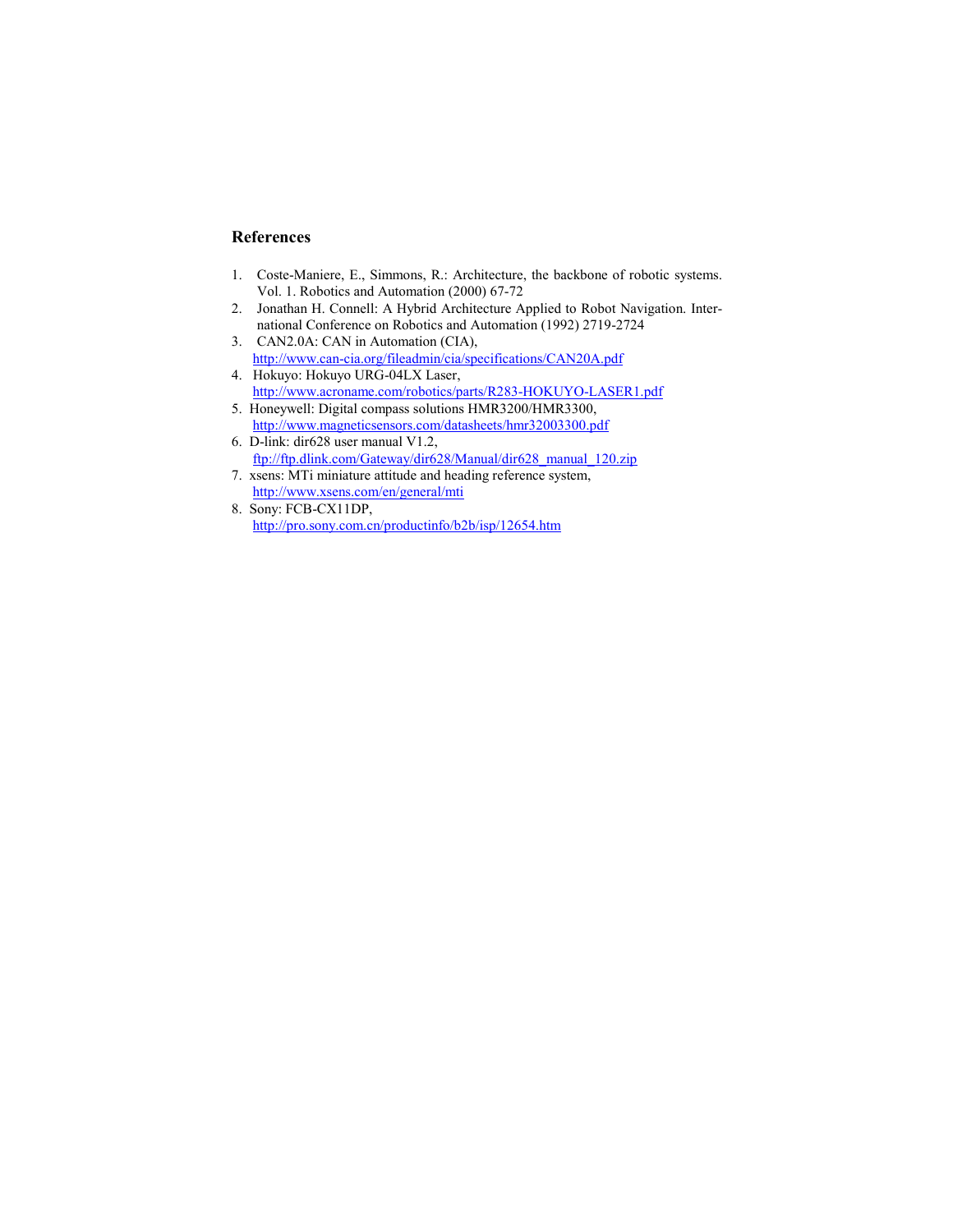## References

1. Coste-Maniere, E., Simmons, R.: Architecture, the backbone of robotic systems. Vol. 1. Robotics and Automation (2000) 67-72
2. Jonathan H. Connell: A Hybrid Architecture Applied to Robot Navigation. International Conference on Robotics and Automation (1992) 2719-2724
3. CAN2.0A: CAN in Automation (CIA), http://www.can-cia.org/fileadmin/cia/specifications/CAN20A.pdf
4. Hokuyo: Hokuyo URG-04LX Laser, http://www.acroname.com/robotics/parts/R283-HOKUYO-LASER1.pdf
5. Honeywell: Digital compass solutions HMR3200/HMR3300, http://www.magneticsensors.com/datasheets/hmr32003300.pdf
6. D-link: dir628 user manual V1.2, ftp://ftp.dlink.com/Gateway/dir628/Manual/dir628_manual_120.zip
7. xsens: MTi miniature attitude and heading reference system, http://www.xsens.com/en/general/mti
8. Sony: FCB-CX11DP, http://pro.sony.com.cn/productinfo/b2b/isp/12654.htm